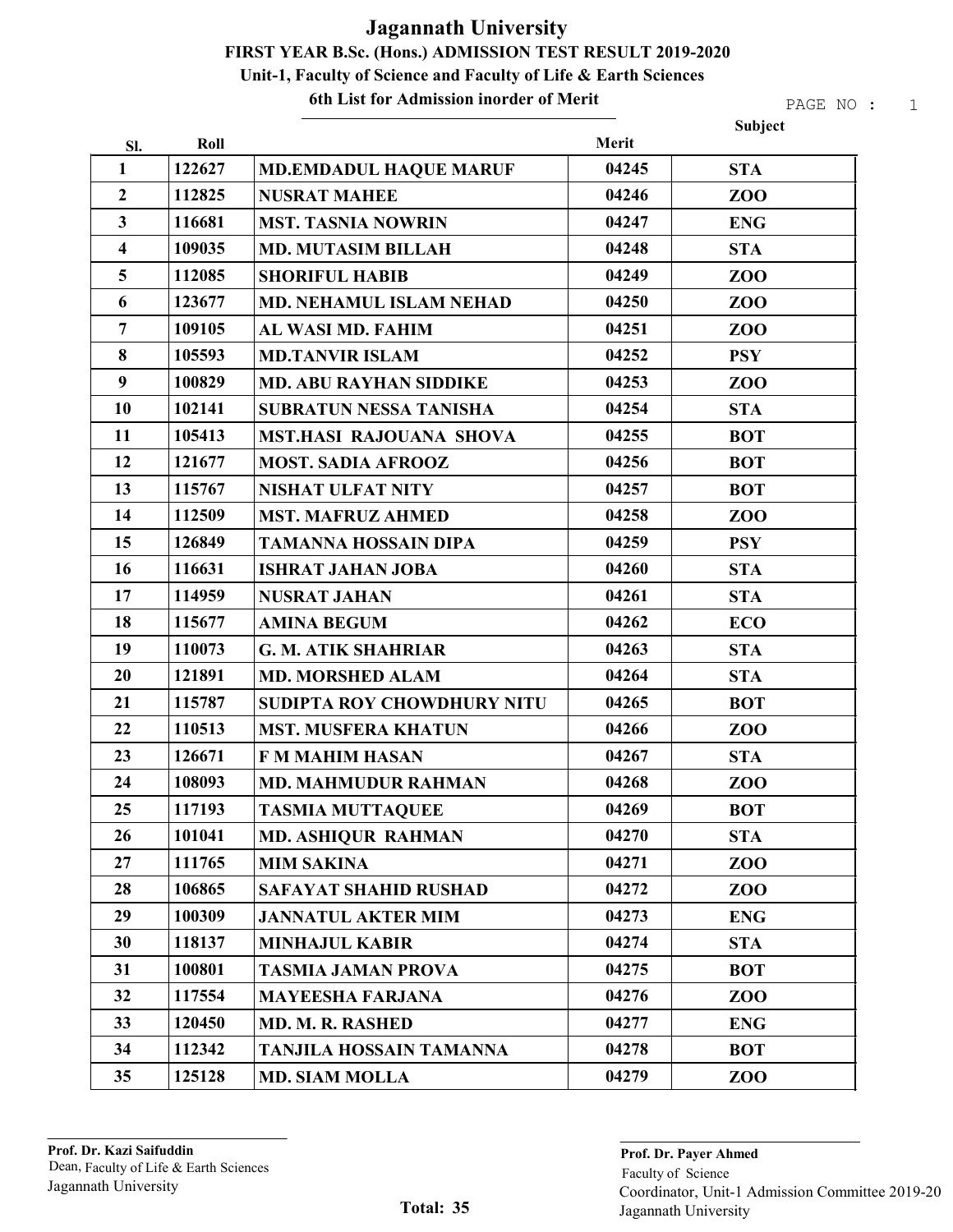# Jagannath University

## FIRST YEAR B.Sc. (Hons.) ADMISSION TEST RESULT 2019-2020

### Unit-1, Faculty of Science and Faculty of Life & Earth Sciences

### 6th List for Admission inorder of Merit

| Sl. | Roll | | Merit | Subject |
|---|---|---|---|---|
| 1 | 122627 | MD.EMDADUL HAQUE MARUF | 04245 | STA |
| 2 | 112825 | NUSRAT MAHEE | 04246 | ZOO |
| 3 | 116681 | MST. TASNIA NOWRIN | 04247 | ENG |
| 4 | 109035 | MD. MUTASIM BILLAH | 04248 | STA |
| 5 | 112085 | SHORIFUL HABIB | 04249 | ZOO |
| 6 | 123677 | MD. NEHAMUL ISLAM NEHAD | 04250 | ZOO |
| 7 | 109105 | AL WASI MD. FAHIM | 04251 | ZOO |
| 8 | 105593 | MD.TANVIR ISLAM | 04252 | PSY |
| 9 | 100829 | MD. ABU RAYHAN SIDDIKE | 04253 | ZOO |
| 10 | 102141 | SUBRATUN NESSA TANISHA | 04254 | STA |
| 11 | 105413 | MST.HASI RAJOUANA SHOVA | 04255 | BOT |
| 12 | 121677 | MOST. SADIA AFROOZ | 04256 | BOT |
| 13 | 115767 | NISHAT ULFAT NITY | 04257 | BOT |
| 14 | 112509 | MST. MAFRUZ AHMED | 04258 | ZOO |
| 15 | 126849 | TAMANNA HOSSAIN DIPA | 04259 | PSY |
| 16 | 116631 | ISHRAT JAHAN JOBA | 04260 | STA |
| 17 | 114959 | NUSRAT JAHAN | 04261 | STA |
| 18 | 115677 | AMINA BEGUM | 04262 | ECO |
| 19 | 110073 | G. M. ATIK SHAHRIAR | 04263 | STA |
| 20 | 121891 | MD. MORSHED ALAM | 04264 | STA |
| 21 | 115787 | SUDIPTA ROY CHOWDHURY NITU | 04265 | BOT |
| 22 | 110513 | MST. MUSFERA KHATUN | 04266 | ZOO |
| 23 | 126671 | F M MAHIM HASAN | 04267 | STA |
| 24 | 108093 | MD. MAHMUDUR RAHMAN | 04268 | ZOO |
| 25 | 117193 | TASMIA MUTTAQUEE | 04269 | BOT |
| 26 | 101041 | MD. ASHIQUR RAHMAN | 04270 | STA |
| 27 | 111765 | MIM SAKINA | 04271 | ZOO |
| 28 | 106865 | SAFAYAT SHAHID RUSHAD | 04272 | ZOO |
| 29 | 100309 | JANNATUL AKTER MIM | 04273 | ENG |
| 30 | 118137 | MINHAJUL KABIR | 04274 | STA |
| 31 | 100801 | TASMIA JAMAN PROVA | 04275 | BOT |
| 32 | 117554 | MAYEESHA FARJANA | 04276 | ZOO |
| 33 | 120450 | MD. M. R. RASHED | 04277 | ENG |
| 34 | 112342 | TANJILA HOSSAIN TAMANNA | 04278 | BOT |
| 35 | 125128 | MD. SIAM MOLLA | 04279 | ZOO |

**Prof. Dr. Kazi Saifuddin**
Dean, Faculty of Life & Earth Sciences
Jagannath University

**Total: 35**

**Prof. Dr. Payer Ahmed**
Faculty of Science
Coordinator, Unit-1 Admission Committee 2019-20
Jagannath University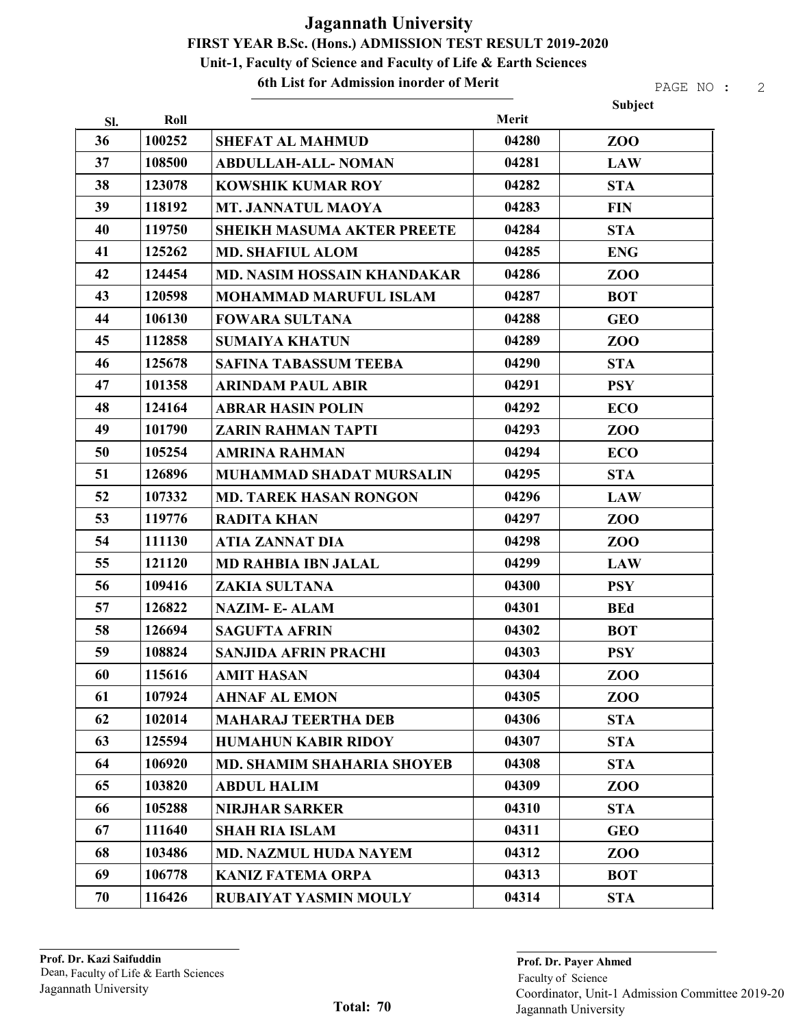# Jagannath University

## FIRST YEAR B.Sc. (Hons.) ADMISSION TEST RESULT 2019-2020

### Unit-1, Faculty of Science and Faculty of Life & Earth Sciences

### 6th List for Admission inorder of Merit

| Sl. | Roll | | Merit | Subject |
|---|---|---|---|---|
| 36 | 100252 | SHEFAT AL MAHMUD | 04280 | ZOO |
| 37 | 108500 | ABDULLAH-ALL- NOMAN | 04281 | LAW |
| 38 | 123078 | KOWSHIK KUMAR ROY | 04282 | STA |
| 39 | 118192 | MT. JANNATUL MAOYA | 04283 | FIN |
| 40 | 119750 | SHEIKH MASUMA AKTER PREETE | 04284 | STA |
| 41 | 125262 | MD. SHAFIUL ALOM | 04285 | ENG |
| 42 | 124454 | MD. NASIM HOSSAIN KHANDAKAR | 04286 | ZOO |
| 43 | 120598 | MOHAMMAD MARUFUL ISLAM | 04287 | BOT |
| 44 | 106130 | FOWARA SULTANA | 04288 | GEO |
| 45 | 112858 | SUMAIYA KHATUN | 04289 | ZOO |
| 46 | 125678 | SAFINA TABASSUM TEEBA | 04290 | STA |
| 47 | 101358 | ARINDAM PAUL ABIR | 04291 | PSY |
| 48 | 124164 | ABRAR HASIN POLIN | 04292 | ECO |
| 49 | 101790 | ZARIN RAHMAN TAPTI | 04293 | ZOO |
| 50 | 105254 | AMRINA RAHMAN | 04294 | ECO |
| 51 | 126896 | MUHAMMAD SHADAT MURSALIN | 04295 | STA |
| 52 | 107332 | MD. TAREK HASAN RONGON | 04296 | LAW |
| 53 | 119776 | RADITA KHAN | 04297 | ZOO |
| 54 | 111130 | ATIA ZANNAT DIA | 04298 | ZOO |
| 55 | 121120 | MD RAHBIA IBN JALAL | 04299 | LAW |
| 56 | 109416 | ZAKIA SULTANA | 04300 | PSY |
| 57 | 126822 | NAZIM- E- ALAM | 04301 | BEd |
| 58 | 126694 | SAGUFTA AFRIN | 04302 | BOT |
| 59 | 108824 | SANJIDA AFRIN PRACHI | 04303 | PSY |
| 60 | 115616 | AMIT HASAN | 04304 | ZOO |
| 61 | 107924 | AHNAF AL EMON | 04305 | ZOO |
| 62 | 102014 | MAHARAJ TEERTHA DEB | 04306 | STA |
| 63 | 125594 | HUMAHUN KABIR RIDOY | 04307 | STA |
| 64 | 106920 | MD. SHAMIM SHAHARIA SHOYEB | 04308 | STA |
| 65 | 103820 | ABDUL HALIM | 04309 | ZOO |
| 66 | 105288 | NIRJHAR SARKER | 04310 | STA |
| 67 | 111640 | SHAH RIA ISLAM | 04311 | GEO |
| 68 | 103486 | MD. NAZMUL HUDA NAYEM | 04312 | ZOO |
| 69 | 106778 | KANIZ FATEMA ORPA | 04313 | BOT |
| 70 | 116426 | RUBAIYAT YASMIN MOULY | 04314 | STA |

**Prof. Dr. Kazi Saifuddin**
Dean, Faculty of Life & Earth Sciences
Jagannath University

**Total: 70**

**Prof. Dr. Payer Ahmed**
Faculty of Science
Coordinator, Unit-1 Admission Committee 2019-20
Jagannath University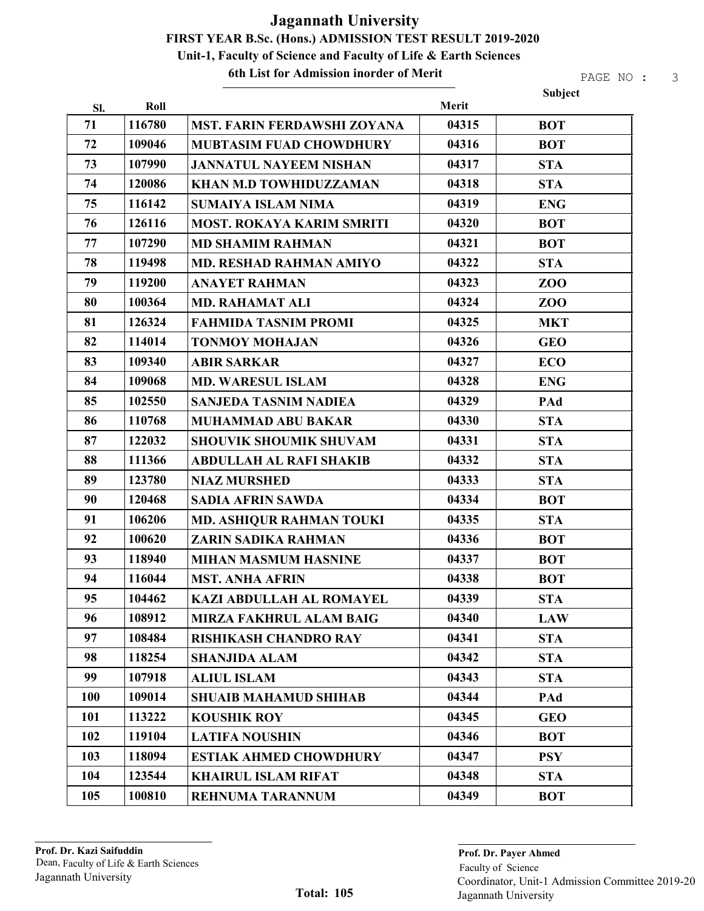# Jagannath University

## FIRST YEAR B.Sc. (Hons.) ADMISSION TEST RESULT 2019-2020

### Unit-1, Faculty of Science and Faculty of Life & Earth Sciences

### 6th List for Admission inorder of Merit

| Sl. | Roll | | Merit | Subject |
|---|---|---|---|---|
| 71 | 116780 | MST. FARIN FERDAWSHI ZOYANA | 04315 | BOT |
| 72 | 109046 | MUBTASIM FUAD CHOWDHURY | 04316 | BOT |
| 73 | 107990 | JANNATUL NAYEEM NISHAN | 04317 | STA |
| 74 | 120086 | KHAN M.D TOWHIDUZZAMAN | 04318 | STA |
| 75 | 116142 | SUMAIYA ISLAM NIMA | 04319 | ENG |
| 76 | 126116 | MOST. ROKAYA KARIM SMRITI | 04320 | BOT |
| 77 | 107290 | MD SHAMIM RAHMAN | 04321 | BOT |
| 78 | 119498 | MD. RESHAD RAHMAN AMIYO | 04322 | STA |
| 79 | 119200 | ANAYET RAHMAN | 04323 | ZOO |
| 80 | 100364 | MD. RAHAMAT ALI | 04324 | ZOO |
| 81 | 126324 | FAHMIDA TASNIM PROMI | 04325 | MKT |
| 82 | 114014 | TONMOY MOHAJAN | 04326 | GEO |
| 83 | 109340 | ABIR SARKAR | 04327 | ECO |
| 84 | 109068 | MD. WARESUL ISLAM | 04328 | ENG |
| 85 | 102550 | SANJEDA TASNIM NADIEA | 04329 | PAd |
| 86 | 110768 | MUHAMMAD ABU BAKAR | 04330 | STA |
| 87 | 122032 | SHOUVIK SHOUMIK SHUVAM | 04331 | STA |
| 88 | 111366 | ABDULLAH AL RAFI SHAKIB | 04332 | STA |
| 89 | 123780 | NIAZ MURSHED | 04333 | STA |
| 90 | 120468 | SADIA AFRIN SAWDA | 04334 | BOT |
| 91 | 106206 | MD. ASHIQUR RAHMAN TOUKI | 04335 | STA |
| 92 | 100620 | ZARIN SADIKA RAHMAN | 04336 | BOT |
| 93 | 118940 | MIHAN MASMUM HASNINE | 04337 | BOT |
| 94 | 116044 | MST. ANHA AFRIN | 04338 | BOT |
| 95 | 104462 | KAZI ABDULLAH AL ROMAYEL | 04339 | STA |
| 96 | 108912 | MIRZA FAKHRUL ALAM BAIG | 04340 | LAW |
| 97 | 108484 | RISHIKASH CHANDRO RAY | 04341 | STA |
| 98 | 118254 | SHANJIDA ALAM | 04342 | STA |
| 99 | 107918 | ALIUL ISLAM | 04343 | STA |
| 100 | 109014 | SHUAIB MAHAMUD SHIHAB | 04344 | PAd |
| 101 | 113222 | KOUSHIK ROY | 04345 | GEO |
| 102 | 119104 | LATIFA NOUSHIN | 04346 | BOT |
| 103 | 118094 | ESTIAK AHMED CHOWDHURY | 04347 | PSY |
| 104 | 123544 | KHAIRUL ISLAM RIFAT | 04348 | STA |
| 105 | 100810 | REHNUMA TARANNUM | 04349 | BOT |

**Total: 105**

**Prof. Dr. Kazi Saifuddin**
Dean, Faculty of Life & Earth Sciences
Jagannath University

**Prof. Dr. Payer Ahmed**
Faculty of Science
Coordinator, Unit-1 Admission Committee 2019-20
Jagannath University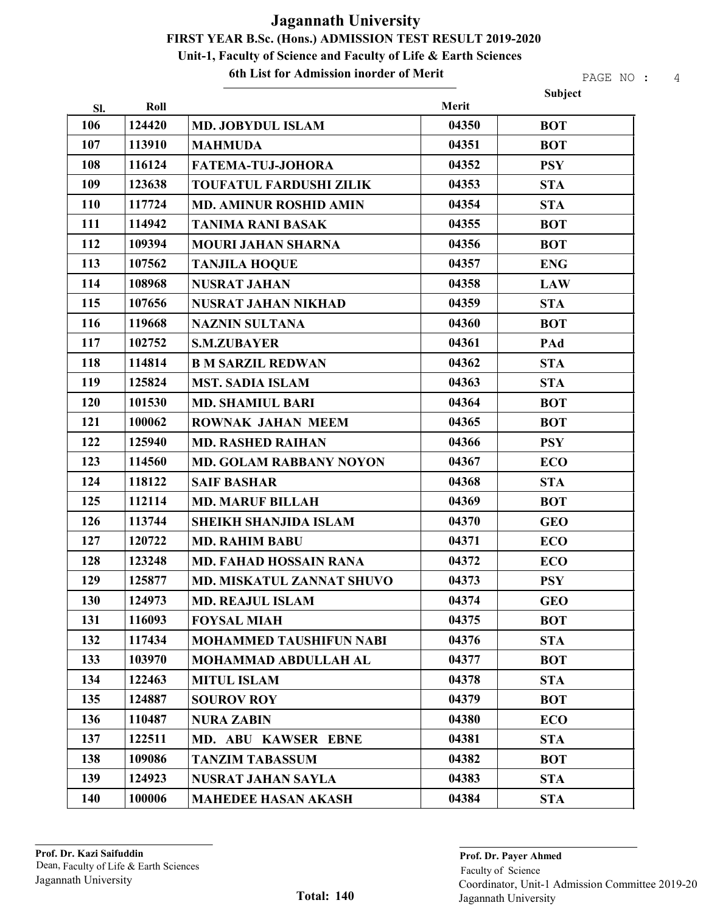# Jagannath University

## FIRST YEAR B.Sc. (Hons.) ADMISSION TEST RESULT 2019-2020

### Unit-1, Faculty of Science and Faculty of Life & Earth Sciences

### 6th List for Admission inorder of Merit

| Sl. | Roll | | Merit | Subject |
|---|---|---|---|---|
| 106 | 124420 | MD. JOBYDUL ISLAM | 04350 | BOT |
| 107 | 113910 | MAHMUDA | 04351 | BOT |
| 108 | 116124 | FATEMA-TUJ-JOHORA | 04352 | PSY |
| 109 | 123638 | TOUFATUL FARDUSHI ZILIK | 04353 | STA |
| 110 | 117724 | MD. AMINUR ROSHID AMIN | 04354 | STA |
| 111 | 114942 | TANIMA RANI BASAK | 04355 | BOT |
| 112 | 109394 | MOURI JAHAN SHARNA | 04356 | BOT |
| 113 | 107562 | TANJILA HOQUE | 04357 | ENG |
| 114 | 108968 | NUSRAT JAHAN | 04358 | LAW |
| 115 | 107656 | NUSRAT JAHAN NIKHAD | 04359 | STA |
| 116 | 119668 | NAZNIN SULTANA | 04360 | BOT |
| 117 | 102752 | S.M.ZUBAYER | 04361 | PAd |
| 118 | 114814 | B M SARZIL REDWAN | 04362 | STA |
| 119 | 125824 | MST. SADIA ISLAM | 04363 | STA |
| 120 | 101530 | MD. SHAMIUL BARI | 04364 | BOT |
| 121 | 100062 | ROWNAK JAHAN MEEM | 04365 | BOT |
| 122 | 125940 | MD. RASHED RAIHAN | 04366 | PSY |
| 123 | 114560 | MD. GOLAM RABBANY NOYON | 04367 | ECO |
| 124 | 118122 | SAIF BASHAR | 04368 | STA |
| 125 | 112114 | MD. MARUF BILLAH | 04369 | BOT |
| 126 | 113744 | SHEIKH SHANJIDA ISLAM | 04370 | GEO |
| 127 | 120722 | MD. RAHIM BABU | 04371 | ECO |
| 128 | 123248 | MD. FAHAD HOSSAIN RANA | 04372 | ECO |
| 129 | 125877 | MD. MISKATUL ZANNAT SHUVO | 04373 | PSY |
| 130 | 124973 | MD. REAJUL ISLAM | 04374 | GEO |
| 131 | 116093 | FOYSAL MIAH | 04375 | BOT |
| 132 | 117434 | MOHAMMED TAUSHIFUN NABI | 04376 | STA |
| 133 | 103970 | MOHAMMAD ABDULLAH AL | 04377 | BOT |
| 134 | 122463 | MITUL ISLAM | 04378 | STA |
| 135 | 124887 | SOUROV ROY | 04379 | BOT |
| 136 | 110487 | NURA ZABIN | 04380 | ECO |
| 137 | 122511 | MD. ABU KAWSER EBNE | 04381 | STA |
| 138 | 109086 | TANZIM TABASSUM | 04382 | BOT |
| 139 | 124923 | NUSRAT JAHAN SAYLA | 04383 | STA |
| 140 | 100006 | MAHEDEE HASAN AKASH | 04384 | STA |

**Prof. Dr. Kazi Saifuddin**
Dean, Faculty of Life & Earth Sciences
Jagannath University

**Total: 140**

**Prof. Dr. Payer Ahmed**
Faculty of Science
Coordinator, Unit-1 Admission Committee 2019-20
Jagannath University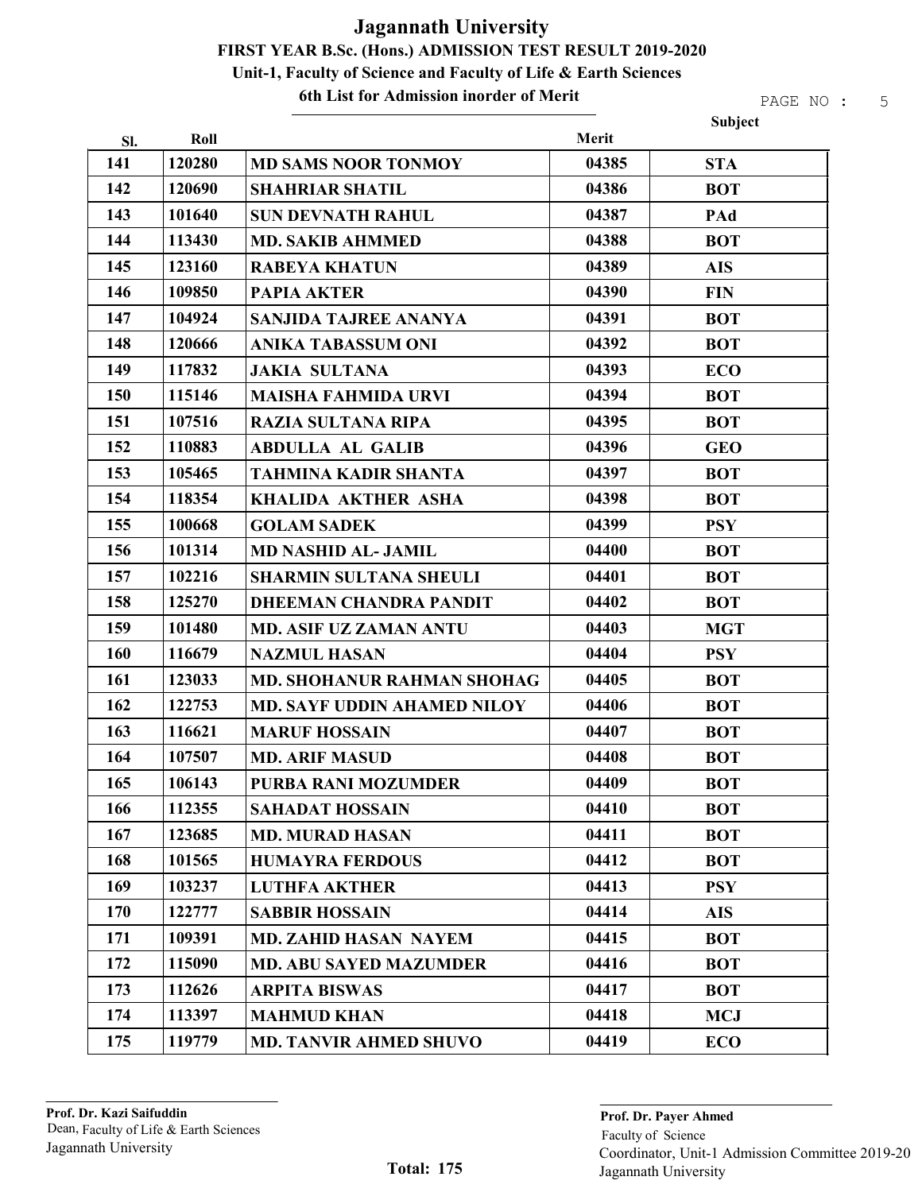# Jagannath University

## FIRST YEAR B.Sc. (Hons.) ADMISSION TEST RESULT 2019-2020

### Unit-1, Faculty of Science and Faculty of Life & Earth Sciences

### 6th List for Admission inorder of Merit

| Sl. | Roll | | Merit | Subject |
|---|---|---|---|---|
| 141 | 120280 | MD SAMS NOOR TONMOY | 04385 | STA |
| 142 | 120690 | SHAHRIAR SHATIL | 04386 | BOT |
| 143 | 101640 | SUN DEVNATH RAHUL | 04387 | PAd |
| 144 | 113430 | MD. SAKIB AHMMED | 04388 | BOT |
| 145 | 123160 | RABEYA KHATUN | 04389 | AIS |
| 146 | 109850 | PAPIA AKTER | 04390 | FIN |
| 147 | 104924 | SANJIDA TAJREE ANANYA | 04391 | BOT |
| 148 | 120666 | ANIKA TABASSUM ONI | 04392 | BOT |
| 149 | 117832 | JAKIA SULTANA | 04393 | ECO |
| 150 | 115146 | MAISHA FAHMIDA URVI | 04394 | BOT |
| 151 | 107516 | RAZIA SULTANA RIPA | 04395 | BOT |
| 152 | 110883 | ABDULLA AL GALIB | 04396 | GEO |
| 153 | 105465 | TAHMINA KADIR SHANTA | 04397 | BOT |
| 154 | 118354 | KHALIDA AKTHER ASHA | 04398 | BOT |
| 155 | 100668 | GOLAM SADEK | 04399 | PSY |
| 156 | 101314 | MD NASHID AL- JAMIL | 04400 | BOT |
| 157 | 102216 | SHARMIN SULTANA SHEULI | 04401 | BOT |
| 158 | 125270 | DHEEMAN CHANDRA PANDIT | 04402 | BOT |
| 159 | 101480 | MD. ASIF UZ ZAMAN ANTU | 04403 | MGT |
| 160 | 116679 | NAZMUL HASAN | 04404 | PSY |
| 161 | 123033 | MD. SHOHANUR RAHMAN SHOHAG | 04405 | BOT |
| 162 | 122753 | MD. SAYF UDDIN AHAMED NILOY | 04406 | BOT |
| 163 | 116621 | MARUF HOSSAIN | 04407 | BOT |
| 164 | 107507 | MD. ARIF MASUD | 04408 | BOT |
| 165 | 106143 | PURBA RANI MOZUMDER | 04409 | BOT |
| 166 | 112355 | SAHADAT HOSSAIN | 04410 | BOT |
| 167 | 123685 | MD. MURAD HASAN | 04411 | BOT |
| 168 | 101565 | HUMAYRA FERDOUS | 04412 | BOT |
| 169 | 103237 | LUTHFA AKTHER | 04413 | PSY |
| 170 | 122777 | SABBIR HOSSAIN | 04414 | AIS |
| 171 | 109391 | MD. ZAHID HASAN NAYEM | 04415 | BOT |
| 172 | 115090 | MD. ABU SAYED MAZUMDER | 04416 | BOT |
| 173 | 112626 | ARPITA BISWAS | 04417 | BOT |
| 174 | 113397 | MAHMUD KHAN | 04418 | MCJ |
| 175 | 119779 | MD. TANVIR AHMED SHUVO | 04419 | ECO |

**Prof. Dr. Kazi Saifuddin**
Dean, Faculty of Life & Earth Sciences
Jagannath University

**Total: 175**

**Prof. Dr. Payer Ahmed**
Faculty of Science
Coordinator, Unit-1 Admission Committee 2019-20
Jagannath University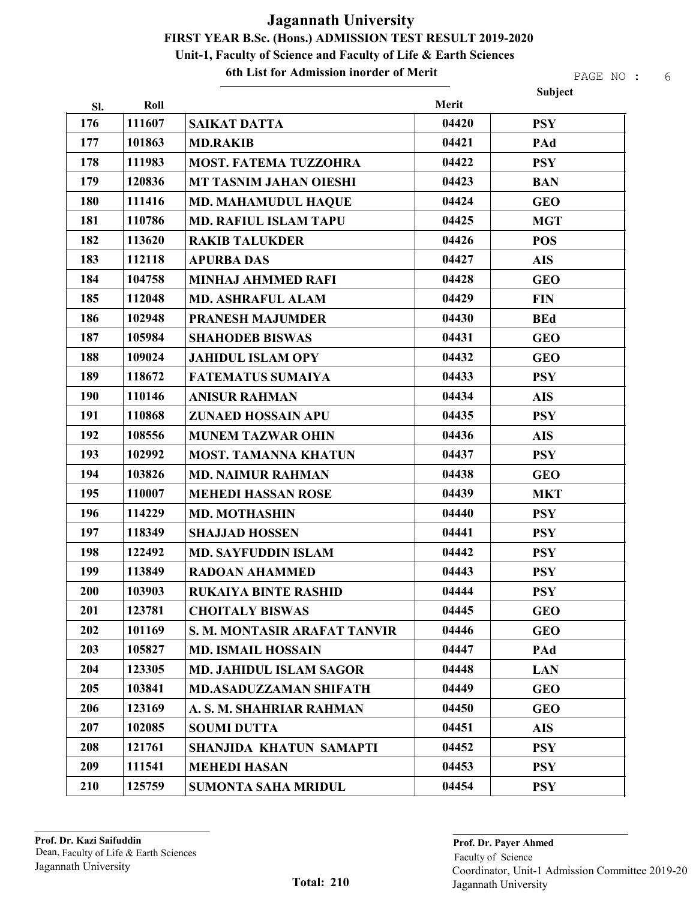# Jagannath University

## FIRST YEAR B.Sc. (Hons.) ADMISSION TEST RESULT 2019-2020

### Unit-1, Faculty of Science and Faculty of Life & Earth Sciences

### 6th List for Admission inorder of Merit

| Sl. | Roll | | Merit | Subject |
|---|---|---|---|---|
| 176 | 111607 | SAIKAT DATTA | 04420 | PSY |
| 177 | 101863 | MD.RAKIB | 04421 | PAd |
| 178 | 111983 | MOST. FATEMA TUZZOHRA | 04422 | PSY |
| 179 | 120836 | MT TASNIM JAHAN OIESHI | 04423 | BAN |
| 180 | 111416 | MD. MAHAMUDUL HAQUE | 04424 | GEO |
| 181 | 110786 | MD. RAFIUL ISLAM TAPU | 04425 | MGT |
| 182 | 113620 | RAKIB TALUKDER | 04426 | POS |
| 183 | 112118 | APURBA DAS | 04427 | AIS |
| 184 | 104758 | MINHAJ AHMMED RAFI | 04428 | GEO |
| 185 | 112048 | MD. ASHRAFUL ALAM | 04429 | FIN |
| 186 | 102948 | PRANESH MAJUMDER | 04430 | BEd |
| 187 | 105984 | SHAHODEB BISWAS | 04431 | GEO |
| 188 | 109024 | JAHIDUL ISLAM OPY | 04432 | GEO |
| 189 | 118672 | FATEMATUS SUMAIYA | 04433 | PSY |
| 190 | 110146 | ANISUR RAHMAN | 04434 | AIS |
| 191 | 110868 | ZUNAED HOSSAIN APU | 04435 | PSY |
| 192 | 108556 | MUNEM TAZWAR OHIN | 04436 | AIS |
| 193 | 102992 | MOST. TAMANNA KHATUN | 04437 | PSY |
| 194 | 103826 | MD. NAIMUR RAHMAN | 04438 | GEO |
| 195 | 110007 | MEHEDI HASSAN ROSE | 04439 | MKT |
| 196 | 114229 | MD. MOTHASHIN | 04440 | PSY |
| 197 | 118349 | SHAJJAD HOSSEN | 04441 | PSY |
| 198 | 122492 | MD. SAYFUDDIN ISLAM | 04442 | PSY |
| 199 | 113849 | RADOAN AHAMMED | 04443 | PSY |
| 200 | 103903 | RUKAIYA BINTE RASHID | 04444 | PSY |
| 201 | 123781 | CHOITALY BISWAS | 04445 | GEO |
| 202 | 101169 | S. M. MONTASIR ARAFAT TANVIR | 04446 | GEO |
| 203 | 105827 | MD. ISMAIL HOSSAIN | 04447 | PAd |
| 204 | 123305 | MD. JAHIDUL ISLAM SAGOR | 04448 | LAN |
| 205 | 103841 | MD.ASADUZZAMAN SHIFATH | 04449 | GEO |
| 206 | 123169 | A. S. M. SHAHRIAR RAHMAN | 04450 | GEO |
| 207 | 102085 | SOUMI DUTTA | 04451 | AIS |
| 208 | 121761 | SHANJIDA KHATUN SAMAPTI | 04452 | PSY |
| 209 | 111541 | MEHEDI HASAN | 04453 | PSY |
| 210 | 125759 | SUMONTA SAHA MRIDUL | 04454 | PSY |

**Total: 210**

**Prof. Dr. Kazi Saifuddin**
Dean, Faculty of Life & Earth Sciences
Jagannath University

**Prof. Dr. Payer Ahmed**
Faculty of Science
Coordinator, Unit-1 Admission Committee 2019-20
Jagannath University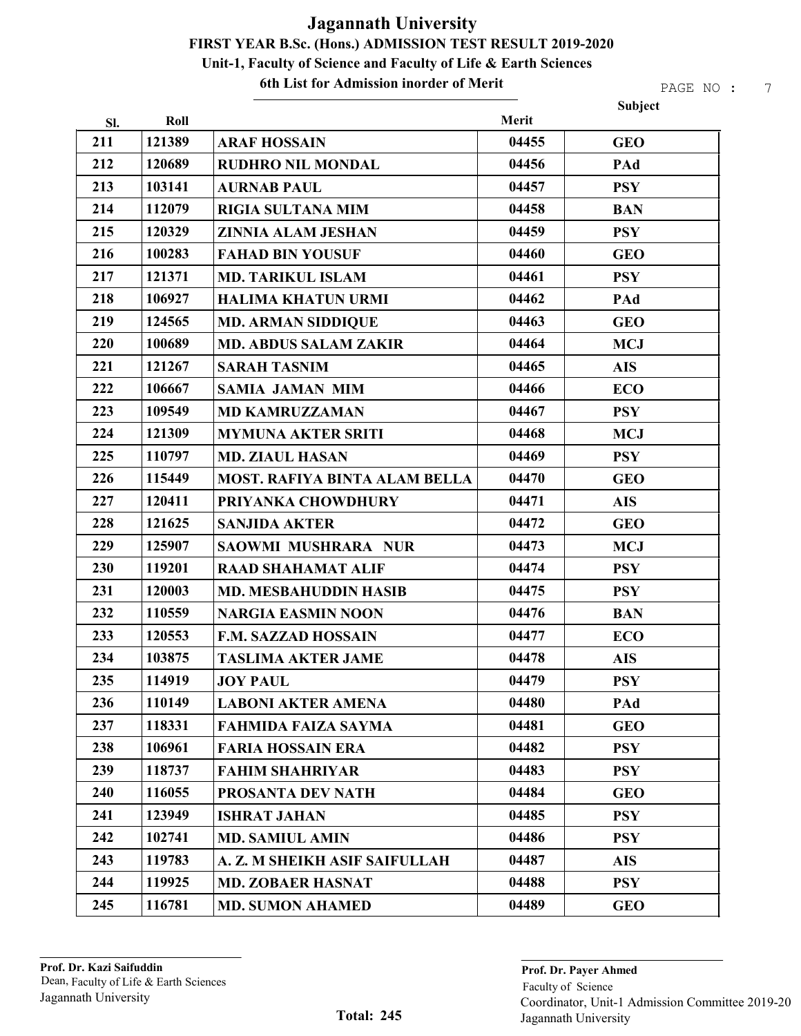# Jagannath University

## FIRST YEAR B.Sc. (Hons.) ADMISSION TEST RESULT 2019-2020

### Unit-1, Faculty of Science and Faculty of Life & Earth Sciences

### 6th List for Admission inorder of Merit

| Sl. | Roll | | Merit | Subject |
|---|---|---|---|---|
| 211 | 121389 | ARAF HOSSAIN | 04455 | GEO |
| 212 | 120689 | RUDHRO NIL MONDAL | 04456 | PAd |
| 213 | 103141 | AURNAB PAUL | 04457 | PSY |
| 214 | 112079 | RIGIA SULTANA MIM | 04458 | BAN |
| 215 | 120329 | ZINNIA ALAM JESHAN | 04459 | PSY |
| 216 | 100283 | FAHAD BIN YOUSUF | 04460 | GEO |
| 217 | 121371 | MD. TARIKUL ISLAM | 04461 | PSY |
| 218 | 106927 | HALIMA KHATUN URMI | 04462 | PAd |
| 219 | 124565 | MD. ARMAN SIDDIQUE | 04463 | GEO |
| 220 | 100689 | MD. ABDUS SALAM ZAKIR | 04464 | MCJ |
| 221 | 121267 | SARAH TASNIM | 04465 | AIS |
| 222 | 106667 | SAMIA JAMAN MIM | 04466 | ECO |
| 223 | 109549 | MD KAMRUZZAMAN | 04467 | PSY |
| 224 | 121309 | MYMUNA AKTER SRITI | 04468 | MCJ |
| 225 | 110797 | MD. ZIAUL HASAN | 04469 | PSY |
| 226 | 115449 | MOST. RAFIYA BINTA ALAM BELLA | 04470 | GEO |
| 227 | 120411 | PRIYANKA CHOWDHURY | 04471 | AIS |
| 228 | 121625 | SANJIDA AKTER | 04472 | GEO |
| 229 | 125907 | SAOWMI MUSHRARA NUR | 04473 | MCJ |
| 230 | 119201 | RAAD SHAHAMAT ALIF | 04474 | PSY |
| 231 | 120003 | MD. MESBAHUDDIN HASIB | 04475 | PSY |
| 232 | 110559 | NARGIA EASMIN NOON | 04476 | BAN |
| 233 | 120553 | F.M. SAZZAD HOSSAIN | 04477 | ECO |
| 234 | 103875 | TASLIMA AKTER JAME | 04478 | AIS |
| 235 | 114919 | JOY PAUL | 04479 | PSY |
| 236 | 110149 | LABONI AKTER AMENA | 04480 | PAd |
| 237 | 118331 | FAHMIDA FAIZA SAYMA | 04481 | GEO |
| 238 | 106961 | FARIA HOSSAIN ERA | 04482 | PSY |
| 239 | 118737 | FAHIM SHAHRIYAR | 04483 | PSY |
| 240 | 116055 | PROSANTA DEV NATH | 04484 | GEO |
| 241 | 123949 | ISHRAT JAHAN | 04485 | PSY |
| 242 | 102741 | MD. SAMIUL AMIN | 04486 | PSY |
| 243 | 119783 | A. Z. M SHEIKH ASIF SAIFULLAH | 04487 | AIS |
| 244 | 119925 | MD. ZOBAER HASNAT | 04488 | PSY |
| 245 | 116781 | MD. SUMON AHAMED | 04489 | GEO |

**Prof. Dr. Kazi Saifuddin**
Dean, Faculty of Life & Earth Sciences
Jagannath University

**Total: 245**

**Prof. Dr. Payer Ahmed**
Faculty of Science
Coordinator, Unit-1 Admission Committee 2019-20
Jagannath University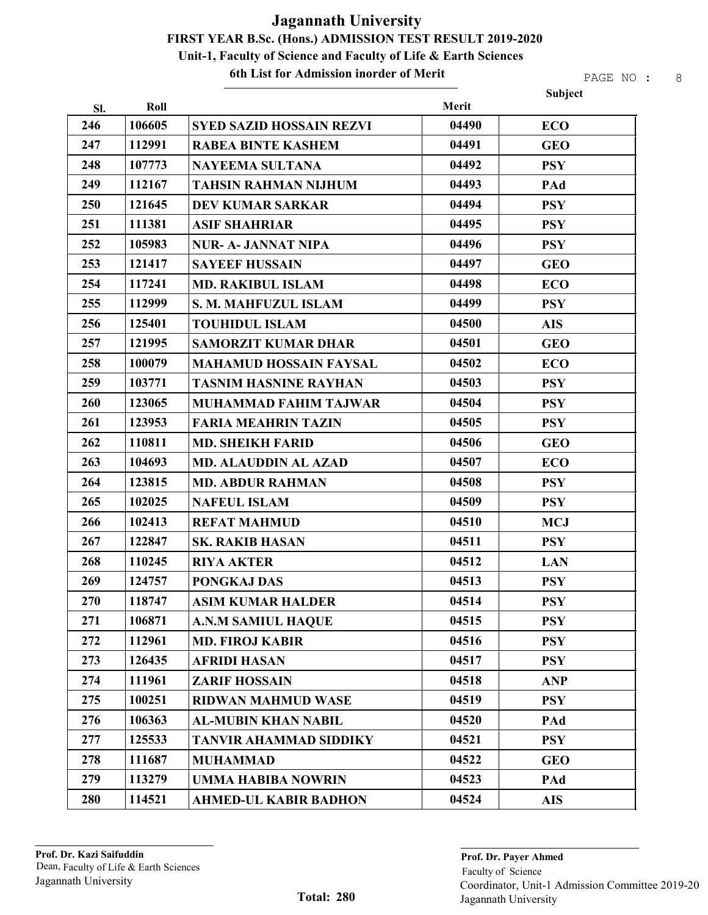# Jagannath University

## FIRST YEAR B.Sc. (Hons.) ADMISSION TEST RESULT 2019-2020

### Unit-1, Faculty of Science and Faculty of Life & Earth Sciences

### 6th List for Admission inorder of Merit

| Sl. | Roll | | Merit | Subject |
|---|---|---|---|---|
| 246 | 106605 | SYED SAZID HOSSAIN REZVI | 04490 | ECO |
| 247 | 112991 | RABEA BINTE KASHEM | 04491 | GEO |
| 248 | 107773 | NAYEEMA SULTANA | 04492 | PSY |
| 249 | 112167 | TAHSIN RAHMAN NIJHUM | 04493 | PAd |
| 250 | 121645 | DEV KUMAR SARKAR | 04494 | PSY |
| 251 | 111381 | ASIF SHAHRIAR | 04495 | PSY |
| 252 | 105983 | NUR- A- JANNAT NIPA | 04496 | PSY |
| 253 | 121417 | SAYEEF HUSSAIN | 04497 | GEO |
| 254 | 117241 | MD. RAKIBUL ISLAM | 04498 | ECO |
| 255 | 112999 | S. M. MAHFUZUL ISLAM | 04499 | PSY |
| 256 | 125401 | TOUHIDUL ISLAM | 04500 | AIS |
| 257 | 121995 | SAMORZIT KUMAR DHAR | 04501 | GEO |
| 258 | 100079 | MAHAMUD HOSSAIN FAYSAL | 04502 | ECO |
| 259 | 103771 | TASNIM HASNINE RAYHAN | 04503 | PSY |
| 260 | 123065 | MUHAMMAD FAHIM TAJWAR | 04504 | PSY |
| 261 | 123953 | FARIA MEAHRIN TAZIN | 04505 | PSY |
| 262 | 110811 | MD. SHEIKH FARID | 04506 | GEO |
| 263 | 104693 | MD. ALAUDDIN AL AZAD | 04507 | ECO |
| 264 | 123815 | MD. ABDUR RAHMAN | 04508 | PSY |
| 265 | 102025 | NAFEUL ISLAM | 04509 | PSY |
| 266 | 102413 | REFAT MAHMUD | 04510 | MCJ |
| 267 | 122847 | SK. RAKIB HASAN | 04511 | PSY |
| 268 | 110245 | RIYA AKTER | 04512 | LAN |
| 269 | 124757 | PONGKAJ DAS | 04513 | PSY |
| 270 | 118747 | ASIM KUMAR HALDER | 04514 | PSY |
| 271 | 106871 | A.N.M SAMIUL HAQUE | 04515 | PSY |
| 272 | 112961 | MD. FIROJ KABIR | 04516 | PSY |
| 273 | 126435 | AFRIDI HASAN | 04517 | PSY |
| 274 | 111961 | ZARIF HOSSAIN | 04518 | ANP |
| 275 | 100251 | RIDWAN MAHMUD WASE | 04519 | PSY |
| 276 | 106363 | AL-MUBIN KHAN NABIL | 04520 | PAd |
| 277 | 125533 | TANVIR AHAMMAD SIDDIKY | 04521 | PSY |
| 278 | 111687 | MUHAMMAD | 04522 | GEO |
| 279 | 113279 | UMMA HABIBA NOWRIN | 04523 | PAd |
| 280 | 114521 | AHMED-UL KABIR BADHON | 04524 | AIS |

**Prof. Dr. Kazi Saifuddin**
Dean, Faculty of Life & Earth Sciences
Jagannath University

**Total: 280**

**Prof. Dr. Payer Ahmed**
Faculty of Science
Coordinator, Unit-1 Admission Committee 2019-20
Jagannath University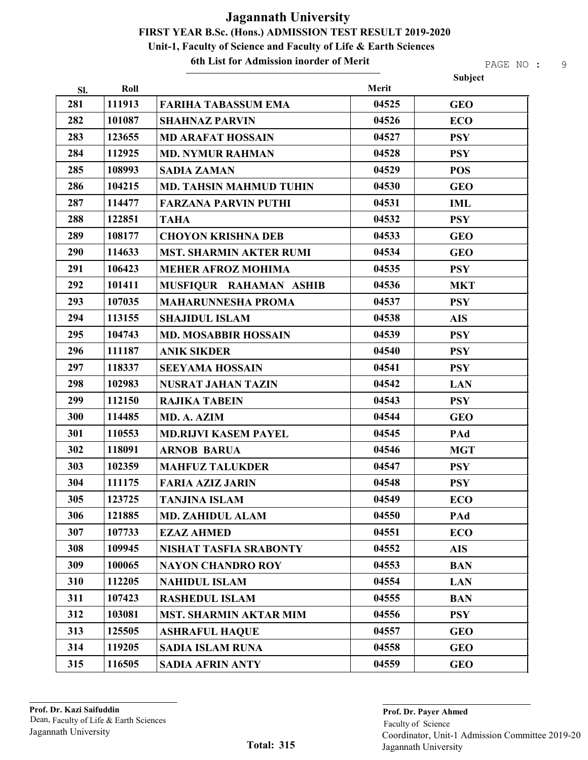# Jagannath University

## FIRST YEAR B.Sc. (Hons.) ADMISSION TEST RESULT 2019-2020

### Unit-1, Faculty of Science and Faculty of Life & Earth Sciences

### 6th List for Admission inorder of Merit

| Sl. | Roll | | Merit | Subject |
|---|---|---|---|---|
| 281 | 111913 | FARIHA TABASSUM EMA | 04525 | GEO |
| 282 | 101087 | SHAHNAZ PARVIN | 04526 | ECO |
| 283 | 123655 | MD ARAFAT HOSSAIN | 04527 | PSY |
| 284 | 112925 | MD. NYMUR RAHMAN | 04528 | PSY |
| 285 | 108993 | SADIA ZAMAN | 04529 | POS |
| 286 | 104215 | MD. TAHSIN MAHMUD TUHIN | 04530 | GEO |
| 287 | 114477 | FARZANA PARVIN PUTHI | 04531 | IML |
| 288 | 122851 | TAHA | 04532 | PSY |
| 289 | 108177 | CHOYON KRISHNA DEB | 04533 | GEO |
| 290 | 114633 | MST. SHARMIN AKTER RUMI | 04534 | GEO |
| 291 | 106423 | MEHER AFROZ MOHIMA | 04535 | PSY |
| 292 | 101411 | MUSFIQUR RAHAMAN ASHIB | 04536 | MKT |
| 293 | 107035 | MAHARUNNESHA PROMA | 04537 | PSY |
| 294 | 113155 | SHAJIDUL ISLAM | 04538 | AIS |
| 295 | 104743 | MD. MOSABBIR HOSSAIN | 04539 | PSY |
| 296 | 111187 | ANIK SIKDER | 04540 | PSY |
| 297 | 118337 | SEEYAMA HOSSAIN | 04541 | PSY |
| 298 | 102983 | NUSRAT JAHAN TAZIN | 04542 | LAN |
| 299 | 112150 | RAJIKA TABEIN | 04543 | PSY |
| 300 | 114485 | MD. A. AZIM | 04544 | GEO |
| 301 | 110553 | MD.RIJVI KASEM PAYEL | 04545 | PAd |
| 302 | 118091 | ARNOB BARUA | 04546 | MGT |
| 303 | 102359 | MAHFUZ TALUKDER | 04547 | PSY |
| 304 | 111175 | FARIA AZIZ JARIN | 04548 | PSY |
| 305 | 123725 | TANJINA ISLAM | 04549 | ECO |
| 306 | 121885 | MD. ZAHIDUL ALAM | 04550 | PAd |
| 307 | 107733 | EZAZ AHMED | 04551 | ECO |
| 308 | 109945 | NISHAT TASFIA SRABONTY | 04552 | AIS |
| 309 | 100065 | NAYON CHANDRO ROY | 04553 | BAN |
| 310 | 112205 | NAHIDUL ISLAM | 04554 | LAN |
| 311 | 107423 | RASHEDUL ISLAM | 04555 | BAN |
| 312 | 103081 | MST. SHARMIN AKTAR MIM | 04556 | PSY |
| 313 | 125505 | ASHRAFUL HAQUE | 04557 | GEO |
| 314 | 119205 | SADIA ISLAM RUNA | 04558 | GEO |
| 315 | 116505 | SADIA AFRIN ANTY | 04559 | GEO |

**Prof. Dr. Kazi Saifuddin**
Dean, Faculty of Life & Earth Sciences
Jagannath University

**Total: 315**

**Prof. Dr. Payer Ahmed**
Faculty of Science
Coordinator, Unit-1 Admission Committee 2019-20
Jagannath University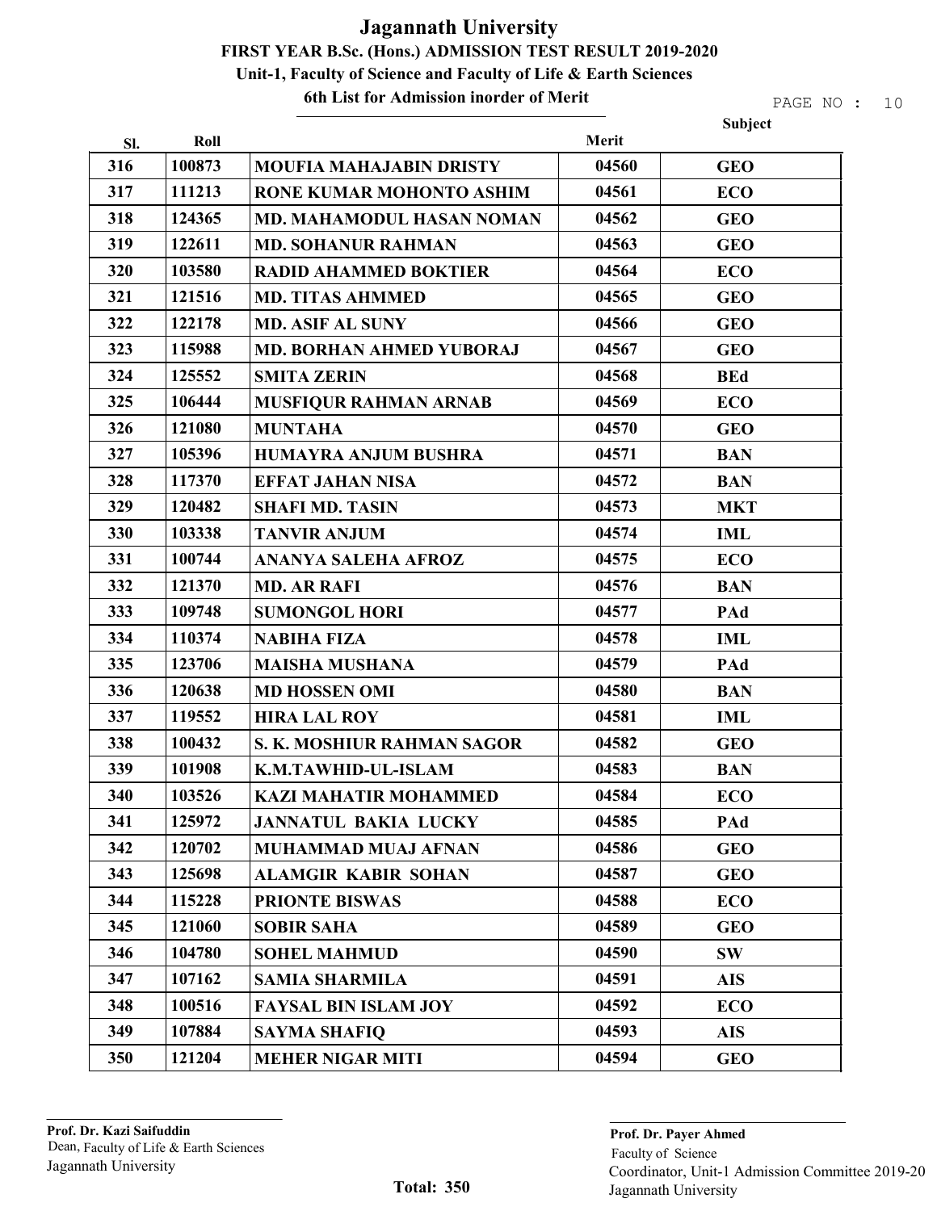# Jagannath University

## FIRST YEAR B.Sc. (Hons.) ADMISSION TEST RESULT 2019-2020

### Unit-1, Faculty of Science and Faculty of Life & Earth Sciences

### 6th List for Admission inorder of Merit

| Sl. | Roll | | Merit | Subject |
|---|---|---|---|---|
| 316 | 100873 | MOUFIA MAHAJABIN DRISTY | 04560 | GEO |
| 317 | 111213 | RONE KUMAR MOHONTO ASHIM | 04561 | ECO |
| 318 | 124365 | MD. MAHAMODUL HASAN NOMAN | 04562 | GEO |
| 319 | 122611 | MD. SOHANUR RAHMAN | 04563 | GEO |
| 320 | 103580 | RADID AHAMMED BOKTIER | 04564 | ECO |
| 321 | 121516 | MD. TITAS AHMMED | 04565 | GEO |
| 322 | 122178 | MD. ASIF AL SUNY | 04566 | GEO |
| 323 | 115988 | MD. BORHAN AHMED YUBORAJ | 04567 | GEO |
| 324 | 125552 | SMITA ZERIN | 04568 | BEd |
| 325 | 106444 | MUSFIQUR RAHMAN ARNAB | 04569 | ECO |
| 326 | 121080 | MUNTAHA | 04570 | GEO |
| 327 | 105396 | HUMAYRA ANJUM BUSHRA | 04571 | BAN |
| 328 | 117370 | EFFAT JAHAN NISA | 04572 | BAN |
| 329 | 120482 | SHAFI MD. TASIN | 04573 | MKT |
| 330 | 103338 | TANVIR ANJUM | 04574 | IML |
| 331 | 100744 | ANANYA SALEHA AFROZ | 04575 | ECO |
| 332 | 121370 | MD. AR RAFI | 04576 | BAN |
| 333 | 109748 | SUMONGOL HORI | 04577 | PAd |
| 334 | 110374 | NABIHA FIZA | 04578 | IML |
| 335 | 123706 | MAISHA MUSHANA | 04579 | PAd |
| 336 | 120638 | MD HOSSEN OMI | 04580 | BAN |
| 337 | 119552 | HIRA LAL ROY | 04581 | IML |
| 338 | 100432 | S. K. MOSHIUR RAHMAN SAGOR | 04582 | GEO |
| 339 | 101908 | K.M.TAWHID-UL-ISLAM | 04583 | BAN |
| 340 | 103526 | KAZI MAHATIR MOHAMMED | 04584 | ECO |
| 341 | 125972 | JANNATUL BAKIA LUCKY | 04585 | PAd |
| 342 | 120702 | MUHAMMAD MUAJ AFNAN | 04586 | GEO |
| 343 | 125698 | ALAMGIR KABIR SOHAN | 04587 | GEO |
| 344 | 115228 | PRIONTE BISWAS | 04588 | ECO |
| 345 | 121060 | SOBIR SAHA | 04589 | GEO |
| 346 | 104780 | SOHEL MAHMUD | 04590 | SW |
| 347 | 107162 | SAMIA SHARMILA | 04591 | AIS |
| 348 | 100516 | FAYSAL BIN ISLAM JOY | 04592 | ECO |
| 349 | 107884 | SAYMA SHAFIQ | 04593 | AIS |
| 350 | 121204 | MEHER NIGAR MITI | 04594 | GEO |

**Prof. Dr. Kazi Saifuddin**
Dean, Faculty of Life & Earth Sciences
Jagannath University

**Total: 350**

**Prof. Dr. Payer Ahmed**
Faculty of Science
Coordinator, Unit-1 Admission Committee 2019-20
Jagannath University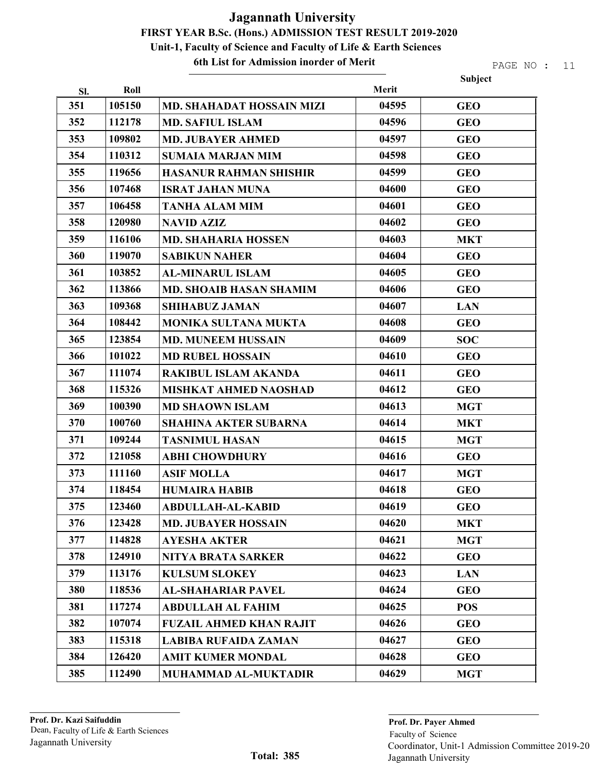# Jagannath University

## FIRST YEAR B.Sc. (Hons.) ADMISSION TEST RESULT 2019-2020

### Unit-1, Faculty of Science and Faculty of Life & Earth Sciences

### 6th List for Admission inorder of Merit

| Sl. | Roll | | Merit | Subject |
|---|---|---|---|---|
| 351 | 105150 | MD. SHAHADAT HOSSAIN MIZI | 04595 | GEO |
| 352 | 112178 | MD. SAFIUL ISLAM | 04596 | GEO |
| 353 | 109802 | MD. JUBAYER AHMED | 04597 | GEO |
| 354 | 110312 | SUMAIA MARJAN MIM | 04598 | GEO |
| 355 | 119656 | HASANUR RAHMAN SHISHIR | 04599 | GEO |
| 356 | 107468 | ISRAT JAHAN MUNA | 04600 | GEO |
| 357 | 106458 | TANHA ALAM MIM | 04601 | GEO |
| 358 | 120980 | NAVID AZIZ | 04602 | GEO |
| 359 | 116106 | MD. SHAHARIA HOSSEN | 04603 | MKT |
| 360 | 119070 | SABIKUN NAHER | 04604 | GEO |
| 361 | 103852 | AL-MINARUL ISLAM | 04605 | GEO |
| 362 | 113866 | MD. SHOAIB HASAN SHAMIM | 04606 | GEO |
| 363 | 109368 | SHIHABUZ JAMAN | 04607 | LAN |
| 364 | 108442 | MONIKA SULTANA MUKTA | 04608 | GEO |
| 365 | 123854 | MD. MUNEEM HUSSAIN | 04609 | SOC |
| 366 | 101022 | MD RUBEL HOSSAIN | 04610 | GEO |
| 367 | 111074 | RAKIBUL ISLAM AKANDA | 04611 | GEO |
| 368 | 115326 | MISHKAT AHMED NAOSHAD | 04612 | GEO |
| 369 | 100390 | MD SHAOWN ISLAM | 04613 | MGT |
| 370 | 100760 | SHAHINA AKTER SUBARNA | 04614 | MKT |
| 371 | 109244 | TASNIMUL HASAN | 04615 | MGT |
| 372 | 121058 | ABHI CHOWDHURY | 04616 | GEO |
| 373 | 111160 | ASIF MOLLA | 04617 | MGT |
| 374 | 118454 | HUMAIRA HABIB | 04618 | GEO |
| 375 | 123460 | ABDULLAH-AL-KABID | 04619 | GEO |
| 376 | 123428 | MD. JUBAYER HOSSAIN | 04620 | MKT |
| 377 | 114828 | AYESHA AKTER | 04621 | MGT |
| 378 | 124910 | NITYA BRATA SARKER | 04622 | GEO |
| 379 | 113176 | KULSUM SLOKEY | 04623 | LAN |
| 380 | 118536 | AL-SHAHARIAR PAVEL | 04624 | GEO |
| 381 | 117274 | ABDULLAH AL FAHIM | 04625 | POS |
| 382 | 107074 | FUZAIL AHMED KHAN RAJIT | 04626 | GEO |
| 383 | 115318 | LABIBA RUFAIDA ZAMAN | 04627 | GEO |
| 384 | 126420 | AMIT KUMER MONDAL | 04628 | GEO |
| 385 | 112490 | MUHAMMAD AL-MUKTADIR | 04629 | MGT |

**Prof. Dr. Kazi Saifuddin**
Dean, Faculty of Life & Earth Sciences
Jagannath University

**Total: 385**

**Prof. Dr. Payer Ahmed**
Faculty of Science
Coordinator, Unit-1 Admission Committee 2019-20
Jagannath University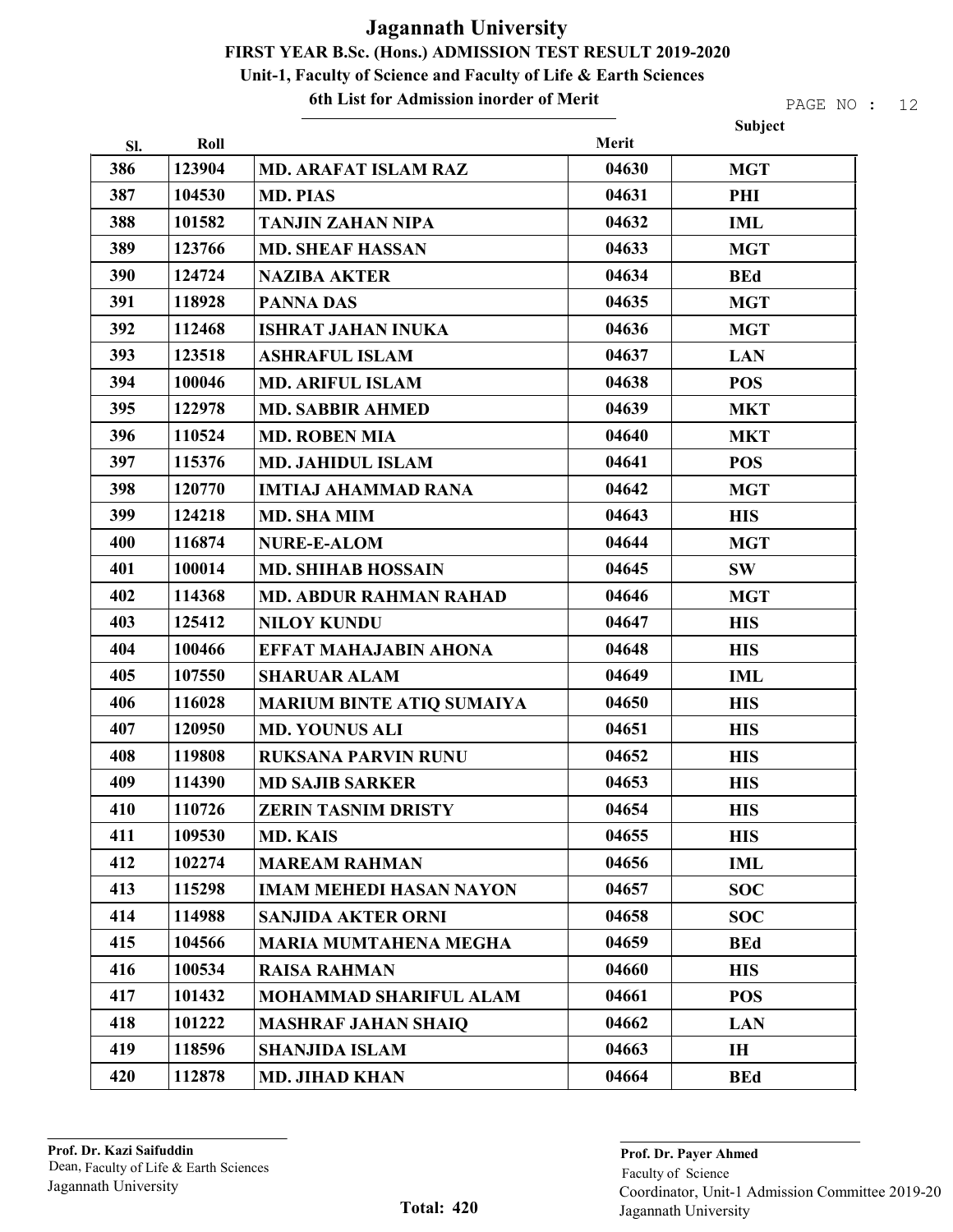# Jagannath University

## FIRST YEAR B.Sc. (Hons.) ADMISSION TEST RESULT 2019-2020

### Unit-1, Faculty of Science and Faculty of Life & Earth Sciences

### 6th List for Admission inorder of Merit

| Sl. | Roll | | Merit | Subject |
|---|---|---|---|---|
| 386 | 123904 | MD. ARAFAT ISLAM RAZ | 04630 | MGT |
| 387 | 104530 | MD. PIAS | 04631 | PHI |
| 388 | 101582 | TANJIN ZAHAN NIPA | 04632 | IML |
| 389 | 123766 | MD. SHEAF HASSAN | 04633 | MGT |
| 390 | 124724 | NAZIBA AKTER | 04634 | BEd |
| 391 | 118928 | PANNA DAS | 04635 | MGT |
| 392 | 112468 | ISHRAT JAHAN INUKA | 04636 | MGT |
| 393 | 123518 | ASHRAFUL ISLAM | 04637 | LAN |
| 394 | 100046 | MD. ARIFUL ISLAM | 04638 | POS |
| 395 | 122978 | MD. SABBIR AHMED | 04639 | MKT |
| 396 | 110524 | MD. ROBEN MIA | 04640 | MKT |
| 397 | 115376 | MD. JAHIDUL ISLAM | 04641 | POS |
| 398 | 120770 | IMTIAJ AHAMMAD RANA | 04642 | MGT |
| 399 | 124218 | MD. SHA MIM | 04643 | HIS |
| 400 | 116874 | NURE-E-ALOM | 04644 | MGT |
| 401 | 100014 | MD. SHIHAB HOSSAIN | 04645 | SW |
| 402 | 114368 | MD. ABDUR RAHMAN RAHAD | 04646 | MGT |
| 403 | 125412 | NILOY KUNDU | 04647 | HIS |
| 404 | 100466 | EFFAT MAHAJABIN AHONA | 04648 | HIS |
| 405 | 107550 | SHARUAR ALAM | 04649 | IML |
| 406 | 116028 | MARIUM BINTE ATIQ SUMAIYA | 04650 | HIS |
| 407 | 120950 | MD. YOUNUS ALI | 04651 | HIS |
| 408 | 119808 | RUKSANA PARVIN RUNU | 04652 | HIS |
| 409 | 114390 | MD SAJIB SARKER | 04653 | HIS |
| 410 | 110726 | ZERIN TASNIM DRISTY | 04654 | HIS |
| 411 | 109530 | MD. KAIS | 04655 | HIS |
| 412 | 102274 | MAREAM RAHMAN | 04656 | IML |
| 413 | 115298 | IMAM MEHEDI HASAN NAYON | 04657 | SOC |
| 414 | 114988 | SANJIDA AKTER ORNI | 04658 | SOC |
| 415 | 104566 | MARIA MUMTAHENA MEGHA | 04659 | BEd |
| 416 | 100534 | RAISA RAHMAN | 04660 | HIS |
| 417 | 101432 | MOHAMMAD SHARIFUL ALAM | 04661 | POS |
| 418 | 101222 | MASHRAF JAHAN SHAIQ | 04662 | LAN |
| 419 | 118596 | SHANJIDA ISLAM | 04663 | IH |
| 420 | 112878 | MD. JIHAD KHAN | 04664 | BEd |

**Prof. Dr. Kazi Saifuddin**
Dean, Faculty of Life & Earth Sciences
Jagannath University

**Total: 420**

**Prof. Dr. Payer Ahmed**
Faculty of Science
Coordinator, Unit-1 Admission Committee 2019-20
Jagannath University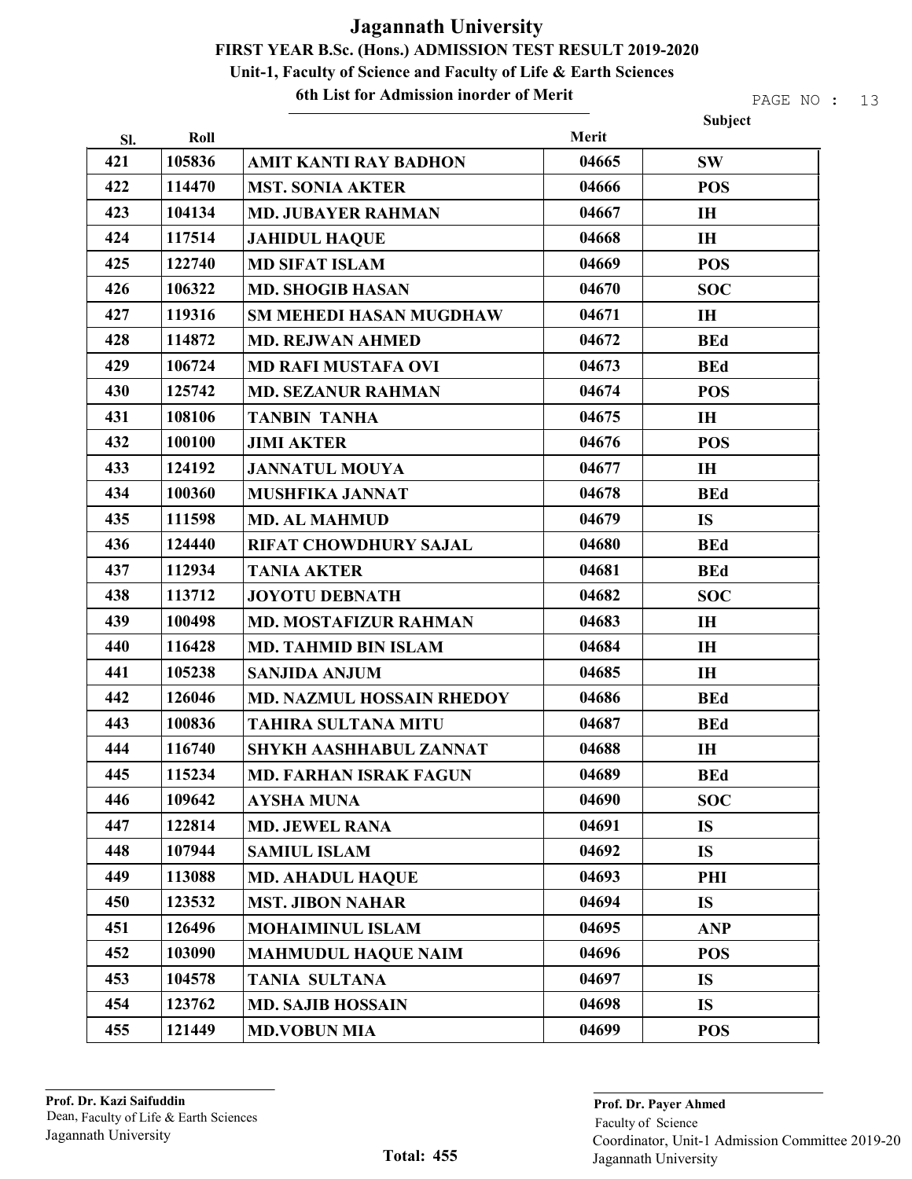# Jagannath University

## FIRST YEAR B.Sc. (Hons.) ADMISSION TEST RESULT 2019-2020

### Unit-1, Faculty of Science and Faculty of Life & Earth Sciences

### 6th List for Admission inorder of Merit

| Sl. | Roll | | Merit | Subject |
|---|---|---|---|---|
| 421 | 105836 | AMIT KANTI RAY BADHON | 04665 | SW |
| 422 | 114470 | MST. SONIA AKTER | 04666 | POS |
| 423 | 104134 | MD. JUBAYER RAHMAN | 04667 | IH |
| 424 | 117514 | JAHIDUL HAQUE | 04668 | IH |
| 425 | 122740 | MD SIFAT ISLAM | 04669 | POS |
| 426 | 106322 | MD. SHOGIB HASAN | 04670 | SOC |
| 427 | 119316 | SM MEHEDI HASAN MUGDHAW | 04671 | IH |
| 428 | 114872 | MD. REJWAN AHMED | 04672 | BEd |
| 429 | 106724 | MD RAFI MUSTAFA OVI | 04673 | BEd |
| 430 | 125742 | MD. SEZANUR RAHMAN | 04674 | POS |
| 431 | 108106 | TANBIN TANHA | 04675 | IH |
| 432 | 100100 | JIMI AKTER | 04676 | POS |
| 433 | 124192 | JANNATUL MOUYA | 04677 | IH |
| 434 | 100360 | MUSHFIKA JANNAT | 04678 | BEd |
| 435 | 111598 | MD. AL MAHMUD | 04679 | IS |
| 436 | 124440 | RIFAT CHOWDHURY SAJAL | 04680 | BEd |
| 437 | 112934 | TANIA AKTER | 04681 | BEd |
| 438 | 113712 | JOYOTU DEBNATH | 04682 | SOC |
| 439 | 100498 | MD. MOSTAFIZUR RAHMAN | 04683 | IH |
| 440 | 116428 | MD. TAHMID BIN ISLAM | 04684 | IH |
| 441 | 105238 | SANJIDA ANJUM | 04685 | IH |
| 442 | 126046 | MD. NAZMUL HOSSAIN RHEDOY | 04686 | BEd |
| 443 | 100836 | TAHIRA SULTANA MITU | 04687 | BEd |
| 444 | 116740 | SHYKH AASHHABUL ZANNAT | 04688 | IH |
| 445 | 115234 | MD. FARHAN ISRAK FAGUN | 04689 | BEd |
| 446 | 109642 | AYSHA MUNA | 04690 | SOC |
| 447 | 122814 | MD. JEWEL RANA | 04691 | IS |
| 448 | 107944 | SAMIUL ISLAM | 04692 | IS |
| 449 | 113088 | MD. AHADUL HAQUE | 04693 | PHI |
| 450 | 123532 | MST. JIBON NAHAR | 04694 | IS |
| 451 | 126496 | MOHAIMINUL ISLAM | 04695 | ANP |
| 452 | 103090 | MAHMUDUL HAQUE NAIM | 04696 | POS |
| 453 | 104578 | TANIA SULTANA | 04697 | IS |
| 454 | 123762 | MD. SAJIB HOSSAIN | 04698 | IS |
| 455 | 121449 | MD.VOBUN MIA | 04699 | POS |

**Prof. Dr. Kazi Saifuddin**
Dean, Faculty of Life & Earth Sciences
Jagannath University

**Total: 455**

**Prof. Dr. Payer Ahmed**
Faculty of Science
Coordinator, Unit-1 Admission Committee 2019-20
Jagannath University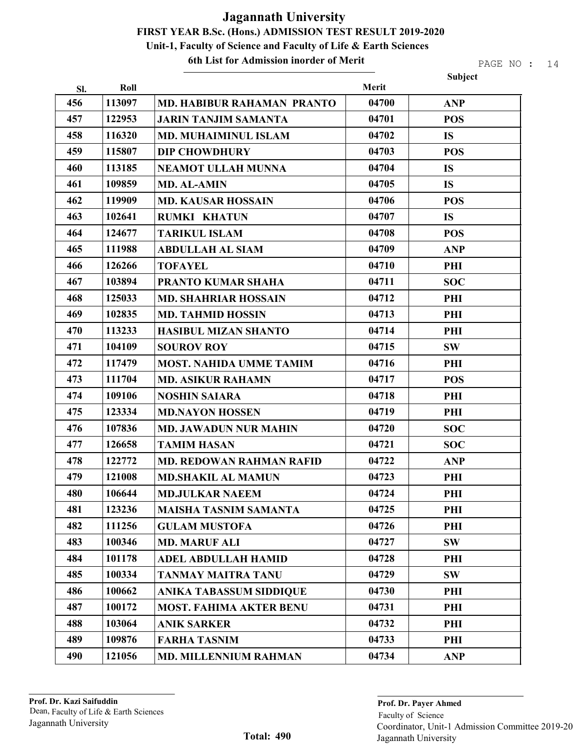# Jagannath University

## FIRST YEAR B.Sc. (Hons.) ADMISSION TEST RESULT 2019-2020

### Unit-1, Faculty of Science and Faculty of Life & Earth Sciences

### 6th List for Admission inorder of Merit

| Sl. | Roll | | Merit | Subject |
|---|---|---|---|---|
| 456 | 113097 | MD. HABIBUR RAHAMAN PRANTO | 04700 | ANP |
| 457 | 122953 | JARIN TANJIM SAMANTA | 04701 | POS |
| 458 | 116320 | MD. MUHAIMINUL ISLAM | 04702 | IS |
| 459 | 115807 | DIP CHOWDHURY | 04703 | POS |
| 460 | 113185 | NEAMOT ULLAH MUNNA | 04704 | IS |
| 461 | 109859 | MD. AL-AMIN | 04705 | IS |
| 462 | 119909 | MD. KAUSAR HOSSAIN | 04706 | POS |
| 463 | 102641 | RUMKI KHATUN | 04707 | IS |
| 464 | 124677 | TARIKUL ISLAM | 04708 | POS |
| 465 | 111988 | ABDULLAH AL SIAM | 04709 | ANP |
| 466 | 126266 | TOFAYEL | 04710 | PHI |
| 467 | 103894 | PRANTO KUMAR SHAHA | 04711 | SOC |
| 468 | 125033 | MD. SHAHRIAR HOSSAIN | 04712 | PHI |
| 469 | 102835 | MD. TAHMID HOSSIN | 04713 | PHI |
| 470 | 113233 | HASIBUL MIZAN SHANTO | 04714 | PHI |
| 471 | 104109 | SOUROV ROY | 04715 | SW |
| 472 | 117479 | MOST. NAHIDA UMME TAMIM | 04716 | PHI |
| 473 | 111704 | MD. ASIKUR RAHAMN | 04717 | POS |
| 474 | 109106 | NOSHIN SAIARA | 04718 | PHI |
| 475 | 123334 | MD.NAYON HOSSEN | 04719 | PHI |
| 476 | 107836 | MD. JAWADUN NUR MAHIN | 04720 | SOC |
| 477 | 126658 | TAMIM HASAN | 04721 | SOC |
| 478 | 122772 | MD. REDOWAN RAHMAN RAFID | 04722 | ANP |
| 479 | 121008 | MD.SHAKIL AL MAMUN | 04723 | PHI |
| 480 | 106644 | MD.JULKAR NAEEM | 04724 | PHI |
| 481 | 123236 | MAISHA TASNIM SAMANTA | 04725 | PHI |
| 482 | 111256 | GULAM MUSTOFA | 04726 | PHI |
| 483 | 100346 | MD. MARUF ALI | 04727 | SW |
| 484 | 101178 | ADEL ABDULLAH HAMID | 04728 | PHI |
| 485 | 100334 | TANMAY MAITRA TANU | 04729 | SW |
| 486 | 100662 | ANIKA TABASSUM SIDDIQUE | 04730 | PHI |
| 487 | 100172 | MOST. FAHIMA AKTER BENU | 04731 | PHI |
| 488 | 103064 | ANIK SARKER | 04732 | PHI |
| 489 | 109876 | FARHA TASNIM | 04733 | PHI |
| 490 | 121056 | MD. MILLENNIUM RAHMAN | 04734 | ANP |

**Total: 490**

**Prof. Dr. Kazi Saifuddin**
Dean, Faculty of Life & Earth Sciences
Jagannath University

**Prof. Dr. Payer Ahmed**
Faculty of Science
Coordinator, Unit-1 Admission Committee 2019-20
Jagannath University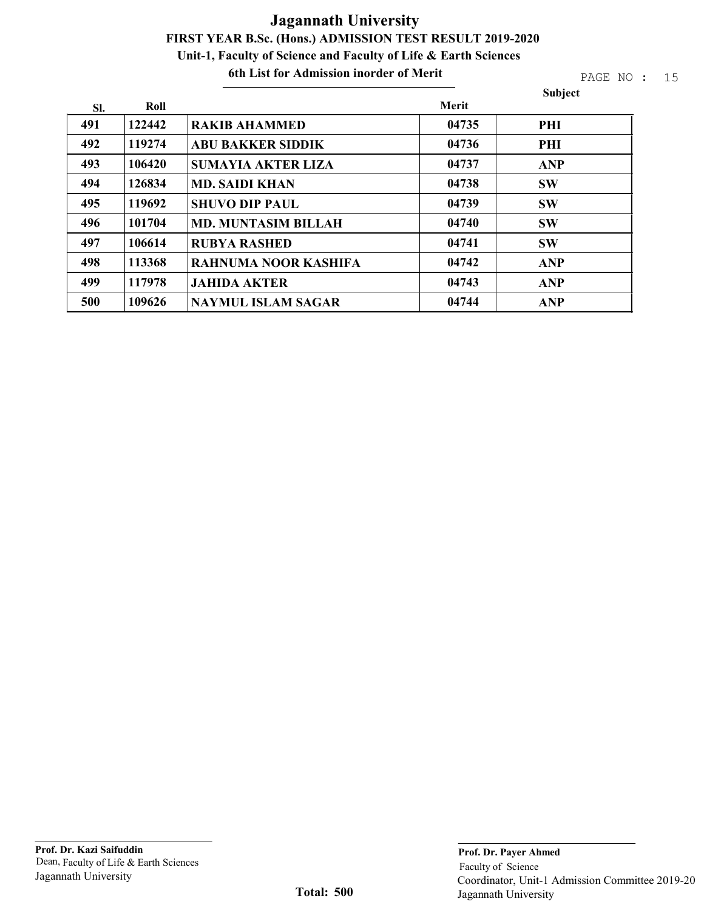# Jagannath University

## FIRST YEAR B.Sc. (Hons.) ADMISSION TEST RESULT 2019-2020

### Unit-1, Faculty of Science and Faculty of Life & Earth Sciences

### 6th List for Admission inorder of Merit

| Sl. | Roll | | Merit | Subject |
|---|---|---|---|---|
| 491 | 122442 | RAKIB AHAMMED | 04735 | PHI |
| 492 | 119274 | ABU BAKKER SIDDIK | 04736 | PHI |
| 493 | 106420 | SUMAYIA AKTER LIZA | 04737 | ANP |
| 494 | 126834 | MD. SAIDI KHAN | 04738 | SW |
| 495 | 119692 | SHUVO DIP PAUL | 04739 | SW |
| 496 | 101704 | MD. MUNTASIM BILLAH | 04740 | SW |
| 497 | 106614 | RUBYA RASHED | 04741 | SW |
| 498 | 113368 | RAHNUMA NOOR KASHIFA | 04742 | ANP |
| 499 | 117978 | JAHIDA AKTER | 04743 | ANP |
| 500 | 109626 | NAYMUL ISLAM SAGAR | 04744 | ANP |

**Prof. Dr. Kazi Saifuddin**
Dean, Faculty of Life & Earth Sciences
Jagannath University

**Total: 500**

**Prof. Dr. Payer Ahmed**
Faculty of Science
Coordinator, Unit-1 Admission Committee 2019-20
Jagannath University